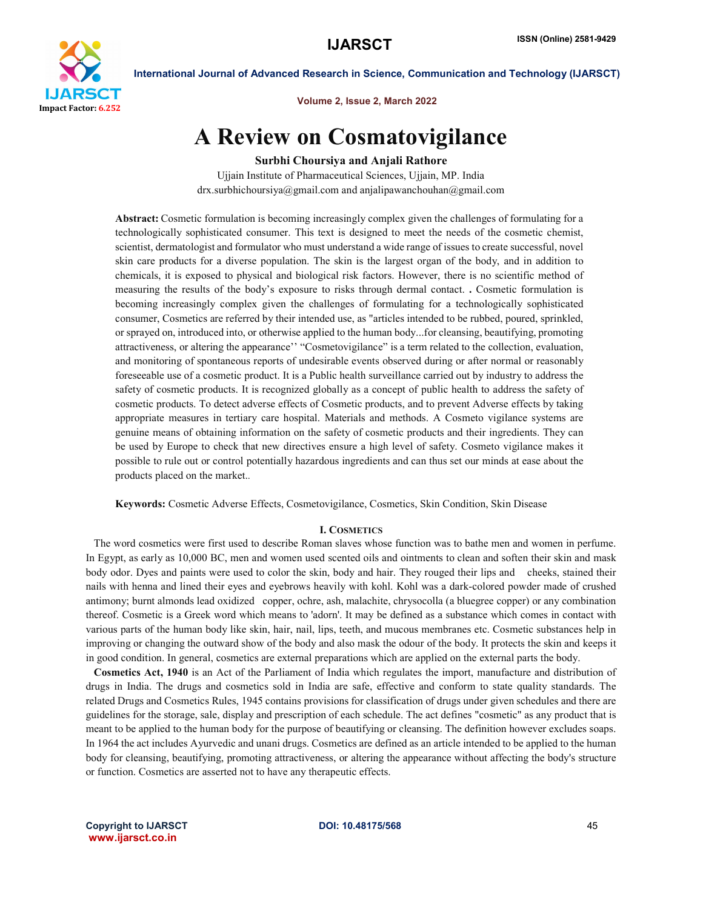# A Review on Cosmatovigilance

**Surbhi Choursiya and Anjali Rathore**

Ujjain Institute of Pharmaceutical Sciences, Ujjain, MP. India

drx.surbhichoursiya@gmail.com and anjalipawanchouhan@gmail.com

**Abstract:** Cosmetic formulation is becoming increasingly complex given the challenges of formulating for a technologically sophisticated consumer. This text is designed to meet the needs of the cosmetic chemist, scientist, dermatologist and formulator who must understand a wide range of issues to create successful, novel skin care products for a diverse population. The skin is the largest organ of the body, and in addition to chemicals, it is exposed to physical and biological risk factors. However, there is no scientific method of measuring the results of the body's exposure to risks through dermal contact. . Cosmetic formulation is becoming increasingly complex given the challenges of formulating for a technologically sophisticated consumer, Cosmetics are referred by their intended use, as "articles intended to be rubbed, poured, sprinkled, or sprayed on, introduced into, or otherwise applied to the human body...for cleansing, beautifying, promoting attractiveness, or altering the appearance'' "Cosmetovigilance" is a term related to the collection, evaluation, and monitoring of spontaneous reports of undesirable events observed during or after normal or reasonably foreseeable use of a cosmetic product. It is a Public health surveillance carried out by industry to address the safety of cosmetic products. It is recognized globally as a concept of public health to address the safety of cosmetic products. To detect adverse effects of Cosmetic products, and to prevent Adverse effects by taking appropriate measures in tertiary care hospital. Materials and methods. A Cosmeto vigilance systems are genuine means of obtaining information on the safety of cosmetic products and their ingredients. They can be used by Europe to check that new directives ensure a high level of safety. Cosmeto vigilance makes it possible to rule out or control potentially hazardous ingredients and can thus set our minds at ease about the products placed on the market..

**Keywords:** Cosmetic Adverse Effects, Cosmetovigilance, Cosmetics, Skin Condition, Skin Disease

## I. Cosmetics

The word cosmetics were first used to describe Roman slaves whose function was to bathe men and women in perfume. In Egypt, as early as 10,000 BC, men and women used scented oils and ointments to clean and soften their skin and mask body odor. Dyes and paints were used to color the skin, body and hair. They rouged their lips and cheeks, stained their nails with henna and lined their eyes and eyebrows heavily with kohl. Kohl was a dark-colored powder made of crushed antimony; burnt almonds lead oxidized copper, ochre, ash, malachite, chrysocolla (a bluegree copper) or any combination thereof. Cosmetic is a Greek word which means to 'adorn'. It may be defined as a substance which comes in contact with various parts of the human body like skin, hair, nail, lips, teeth, and mucous membranes etc. Cosmetic substances help in improving or changing the outward show of the body and also mask the odour of the body. It protects the skin and keeps it in good condition. In general, cosmetics are external preparations which are applied on the external parts the body.

**Cosmetics Act, 1940** is an Act of the Parliament of India which regulates the import, manufacture and distribution of drugs in India. The drugs and cosmetics sold in India are safe, effective and conform to state quality standards. The related Drugs and Cosmetics Rules, 1945 contains provisions for classification of drugs under given schedules and there are guidelines for the storage, sale, display and prescription of each schedule. The act defines "cosmetic" as any product that is meant to be applied to the human body for the purpose of beautifying or cleansing. The definition however excludes soaps. In 1964 the act includes Ayurvedic and unani drugs. Cosmetics are defined as an article intended to be applied to the human body for cleansing, beautifying, promoting attractiveness, or altering the appearance without affecting the body's structure or function. Cosmetics are asserted not to have any therapeutic effects.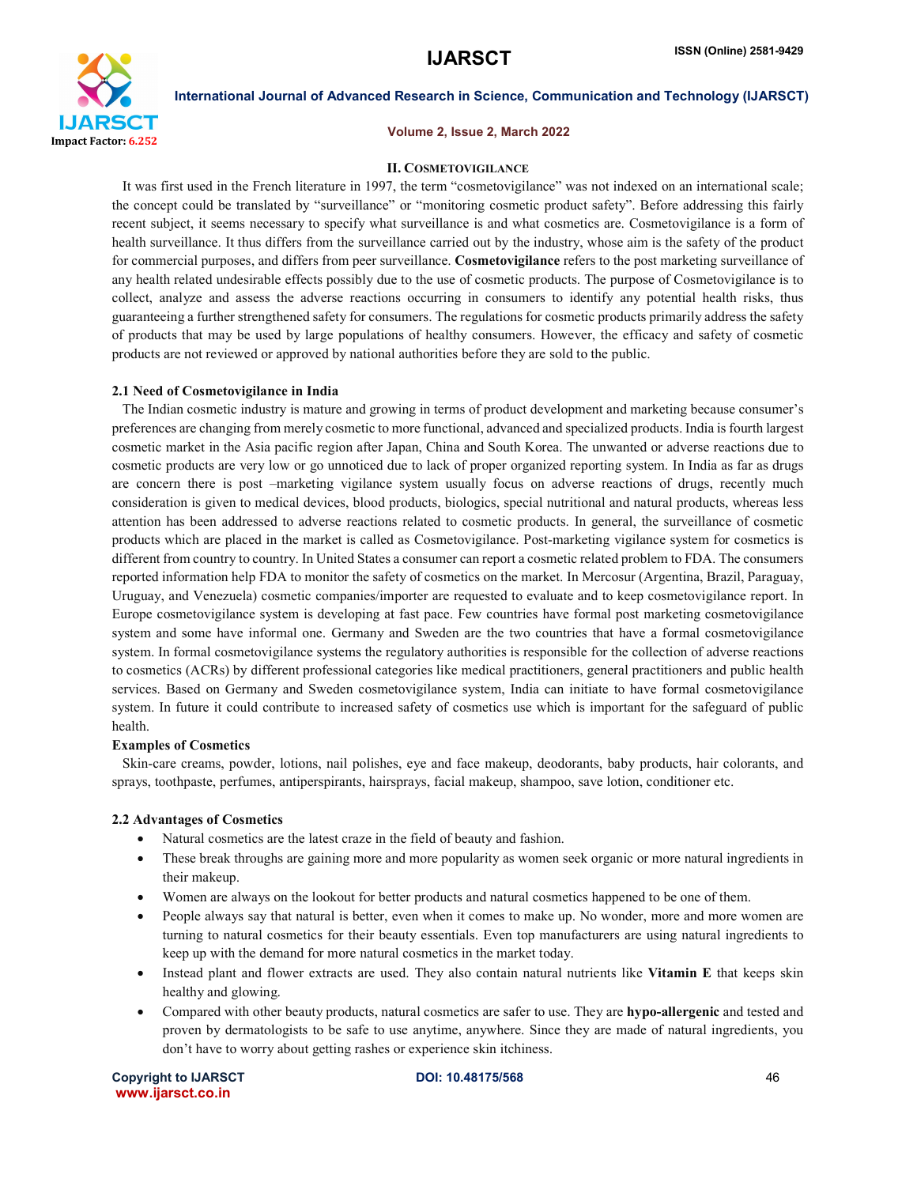## II. Cosmetovigilance

It was first used in the French literature in 1997, the term "cosmetovigilance" was not indexed on an international scale; the concept could be translated by "surveillance" or "monitoring cosmetic product safety". Before addressing this fairly recent subject, it seems necessary to specify what surveillance is and what cosmetics are. Cosmetovigilance is a form of health surveillance. It thus differs from the surveillance carried out by the industry, whose aim is the safety of the product for commercial purposes, and differs from peer surveillance. **Cosmetovigilance** refers to the post marketing surveillance of any health related undesirable effects possibly due to the use of cosmetic products. The purpose of Cosmetovigilance is to collect, analyze and assess the adverse reactions occurring in consumers to identify any potential health risks, thus guaranteeing a further strengthened safety for consumers. The regulations for cosmetic products primarily address the safety of products that may be used by large populations of healthy consumers. However, the efficacy and safety of cosmetic products are not reviewed or approved by national authorities before they are sold to the public.

### 2.1 Need of Cosmetovigilance in India

The Indian cosmetic industry is mature and growing in terms of product development and marketing because consumer's preferences are changing from merely cosmetic to more functional, advanced and specialized products. India is fourth largest cosmetic market in the Asia pacific region after Japan, China and South Korea. The unwanted or adverse reactions due to cosmetic products are very low or go unnoticed due to lack of proper organized reporting system. In India as far as drugs are concern there is post –marketing vigilance system usually focus on adverse reactions of drugs, recently much consideration is given to medical devices, blood products, biologics, special nutritional and natural products, whereas less attention has been addressed to adverse reactions related to cosmetic products. In general, the surveillance of cosmetic products which are placed in the market is called as Cosmetovigilance. Post-marketing vigilance system for cosmetics is different from country to country. In United States a consumer can report a cosmetic related problem to FDA. The consumers reported information help FDA to monitor the safety of cosmetics on the market. In Mercosur (Argentina, Brazil, Paraguay, Uruguay, and Venezuela) cosmetic companies/importer are requested to evaluate and to keep cosmetovigilance report. In Europe cosmetovigilance system is developing at fast pace. Few countries have formal post marketing cosmetovigilance system and some have informal one. Germany and Sweden are the two countries that have a formal cosmetovigilance system. In formal cosmetovigilance systems the regulatory authorities is responsible for the collection of adverse reactions to cosmetics (ACRs) by different professional categories like medical practitioners, general practitioners and public health services. Based on Germany and Sweden cosmetovigilance system, India can initiate to have formal cosmetovigilance system. In future it could contribute to increased safety of cosmetics use which is important for the safeguard of public health.

**Examples of Cosmetics**

Skin-care creams, powder, lotions, nail polishes, eye and face makeup, deodorants, baby products, hair colorants, and sprays, toothpaste, perfumes, antiperspirants, hairsprays, facial makeup, shampoo, save lotion, conditioner etc.

### 2.2 Advantages of Cosmetics

- Natural cosmetics are the latest craze in the field of beauty and fashion.
- These break throughs are gaining more and more popularity as women seek organic or more natural ingredients in their makeup.
- Women are always on the lookout for better products and natural cosmetics happened to be one of them.
- People always say that natural is better, even when it comes to make up. No wonder, more and more women are turning to natural cosmetics for their beauty essentials. Even top manufacturers are using natural ingredients to keep up with the demand for more natural cosmetics in the market today.
- Instead plant and flower extracts are used. They also contain natural nutrients like **Vitamin E** that keeps skin healthy and glowing.
- Compared with other beauty products, natural cosmetics are safer to use. They are **hypo-allergenic** and tested and proven by dermatologists to be safe to use anytime, anywhere. Since they are made of natural ingredients, you don't have to worry about getting rashes or experience skin itchiness.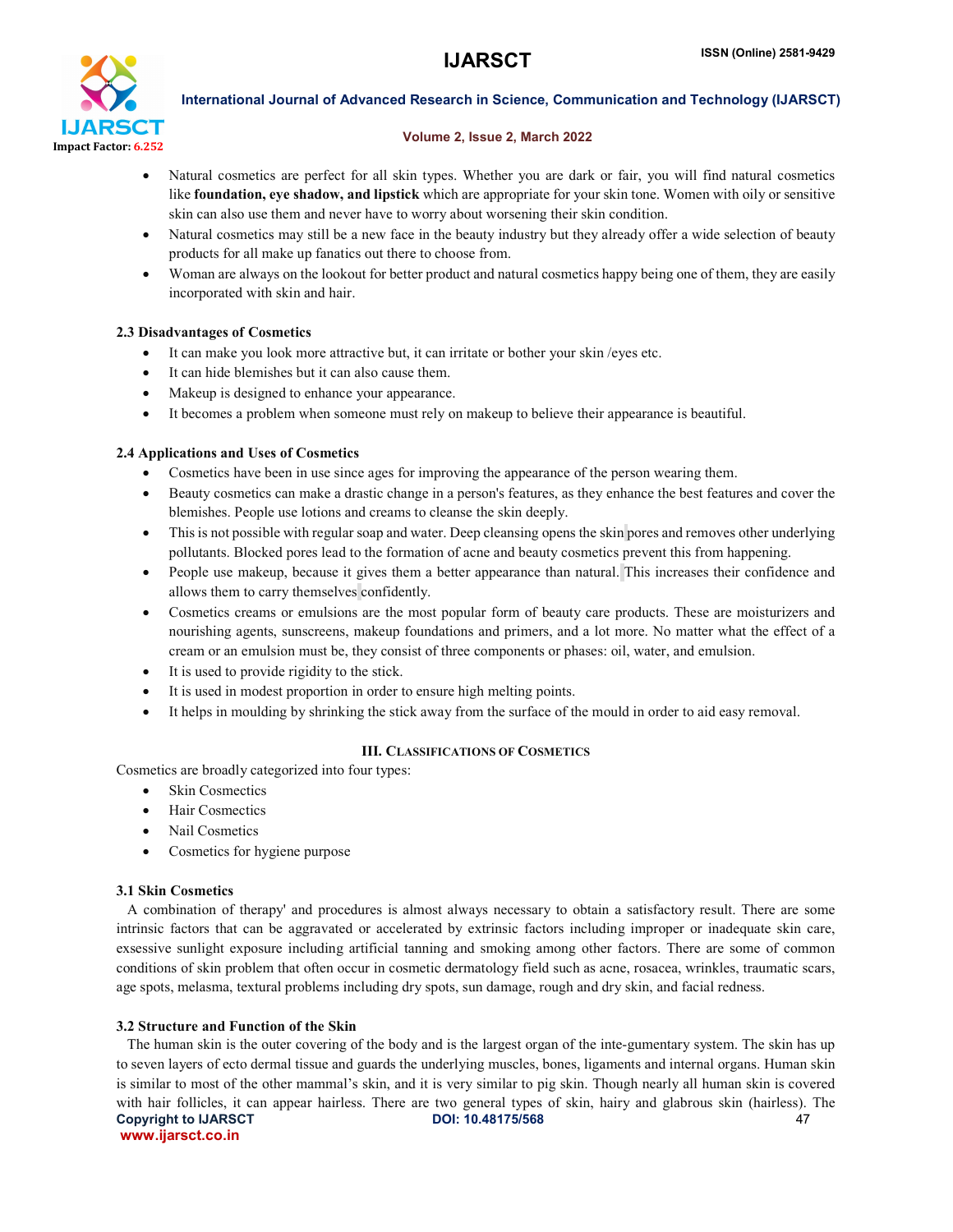- Natural cosmetics are perfect for all skin types. Whether you are dark or fair, you will find natural cosmetics like **foundation, eye shadow, and lipstick** which are appropriate for your skin tone. Women with oily or sensitive skin can also use them and never have to worry about worsening their skin condition.
- Natural cosmetics may still be a new face in the beauty industry but they already offer a wide selection of beauty products for all make up fanatics out there to choose from.
- Woman are always on the lookout for better product and natural cosmetics happy being one of them, they are easily incorporated with skin and hair.

### 2.3 Disadvantages of Cosmetics

- It can make you look more attractive but, it can irritate or bother your skin /eyes etc.
- It can hide blemishes but it can also cause them.
- Makeup is designed to enhance your appearance.
- It becomes a problem when someone must rely on makeup to believe their appearance is beautiful.

### 2.4 Applications and Uses of Cosmetics

- Cosmetics have been in use since ages for improving the appearance of the person wearing them.
- Beauty cosmetics can make a drastic change in a person's features, as they enhance the best features and cover the blemishes. People use lotions and creams to cleanse the skin deeply.
- This is not possible with regular soap and water. Deep cleansing opens the skin pores and removes other underlying pollutants. Blocked pores lead to the formation of acne and beauty cosmetics prevent this from happening.
- People use makeup, because it gives them a better appearance than natural. This increases their confidence and allows them to carry themselves confidently.
- Cosmetics creams or emulsions are the most popular form of beauty care products. These are moisturizers and nourishing agents, sunscreens, makeup foundations and primers, and a lot more. No matter what the effect of a cream or an emulsion must be, they consist of three components or phases: oil, water, and emulsion.
- It is used to provide rigidity to the stick.
- It is used in modest proportion in order to ensure high melting points.
- It helps in moulding by shrinking the stick away from the surface of the mould in order to aid easy removal.

## III. Classifications of Cosmetics

Cosmetics are broadly categorized into four types:

- Skin Cosmectics
- Hair Cosmectics
- Nail Cosmetics
- Cosmetics for hygiene purpose

### 3.1 Skin Cosmetics

A combination of therapy' and procedures is almost always necessary to obtain a satisfactory result. There are some intrinsic factors that can be aggravated or accelerated by extrinsic factors including improper or inadequate skin care, exessive sunlight exposure including artificial tanning and smoking among other factors. There are some of common conditions of skin problem that often occur in cosmetic dermatology field such as acne, rosacea, wrinkles, traumatic scars, age spots, melasma, textural problems including dry spots, sun damage, rough and dry skin, and facial redness.

### 3.2 Structure and Function of the Skin

The human skin is the outer covering of the body and is the largest organ of the inte-gumentary system. The skin has up to seven layers of ecto dermal tissue and guards the underlying muscles, bones, ligaments and internal organs. Human skin is similar to most of the other mammal's skin, and it is very similar to pig skin. Though nearly all human skin is covered with hair follicles, it can appear hairless. There are two general types of skin, hairy and glabrous skin (hairless). The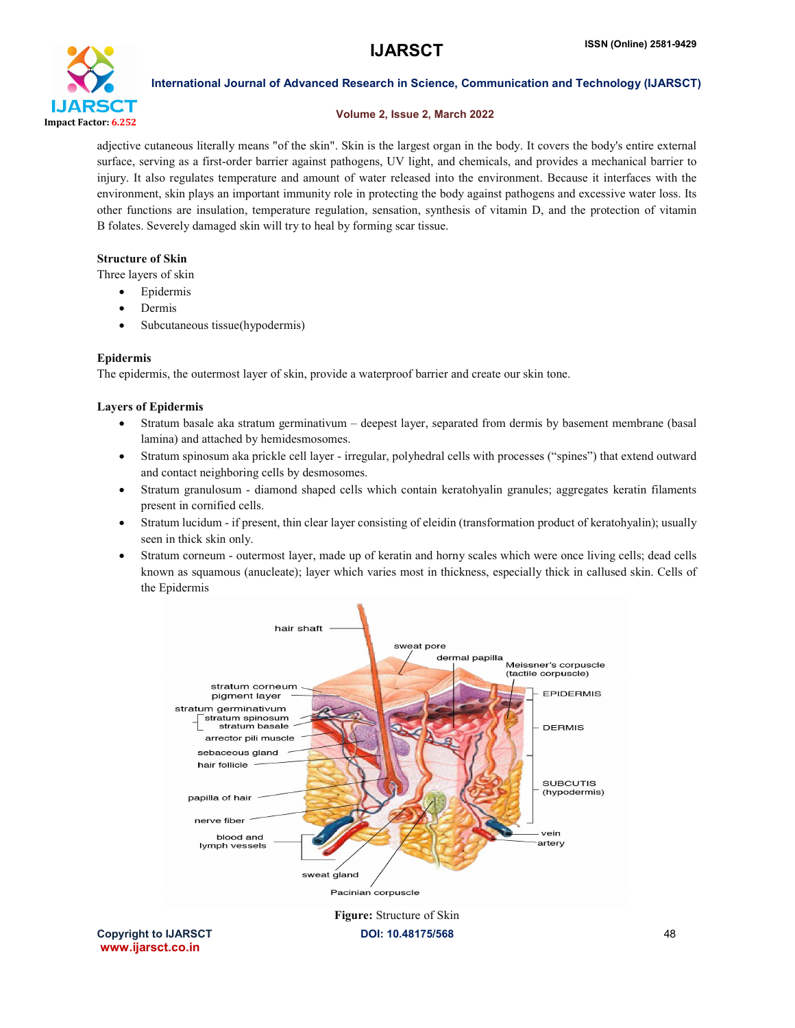adjective cutaneous literally means "of the skin". Skin is the largest organ in the body. It covers the body's entire external surface, serving as a first-order barrier against pathogens, UV light, and chemicals, and provides a mechanical barrier to injury. It also regulates temperature and amount of water released into the environment. Because it interfaces with the environment, skin plays an important immunity role in protecting the body against pathogens and excessive water loss. Its other functions are insulation, temperature regulation, sensation, synthesis of vitamin D, and the protection of vitamin B folates. Severely damaged skin will try to heal by forming scar tissue.

**Structure of Skin**

Three layers of skin

- Epidermis
- Dermis
- Subcutaneous tissue(hypodermis)

**Epidermis**

The epidermis, the outermost layer of skin, provide a waterproof barrier and create our skin tone.

**Layers of Epidermis**

- Stratum basale aka stratum germinativum – deepest layer, separated from dermis by basement membrane (basal lamina) and attached by hemidesmosomes.
- Stratum spinosum aka prickle cell layer - irregular, polyhedral cells with processes ("spines") that extend outward and contact neighboring cells by desmosomes.
- Stratum granulosum - diamond shaped cells which contain keratohyalin granules; aggregates keratin filaments present in cornified cells.
- Stratum lucidum - if present, thin clear layer consisting of eleidin (transformation product of keratohyalin); usually seen in thick skin only.
- Stratum corneum - outermost layer, made up of keratin and horny scales which were once living cells; dead cells known as squamous (anucleate); layer which varies most in thickness, especially thick in callused skin. Cells of the Epidermis

**Figure:** Structure of Skin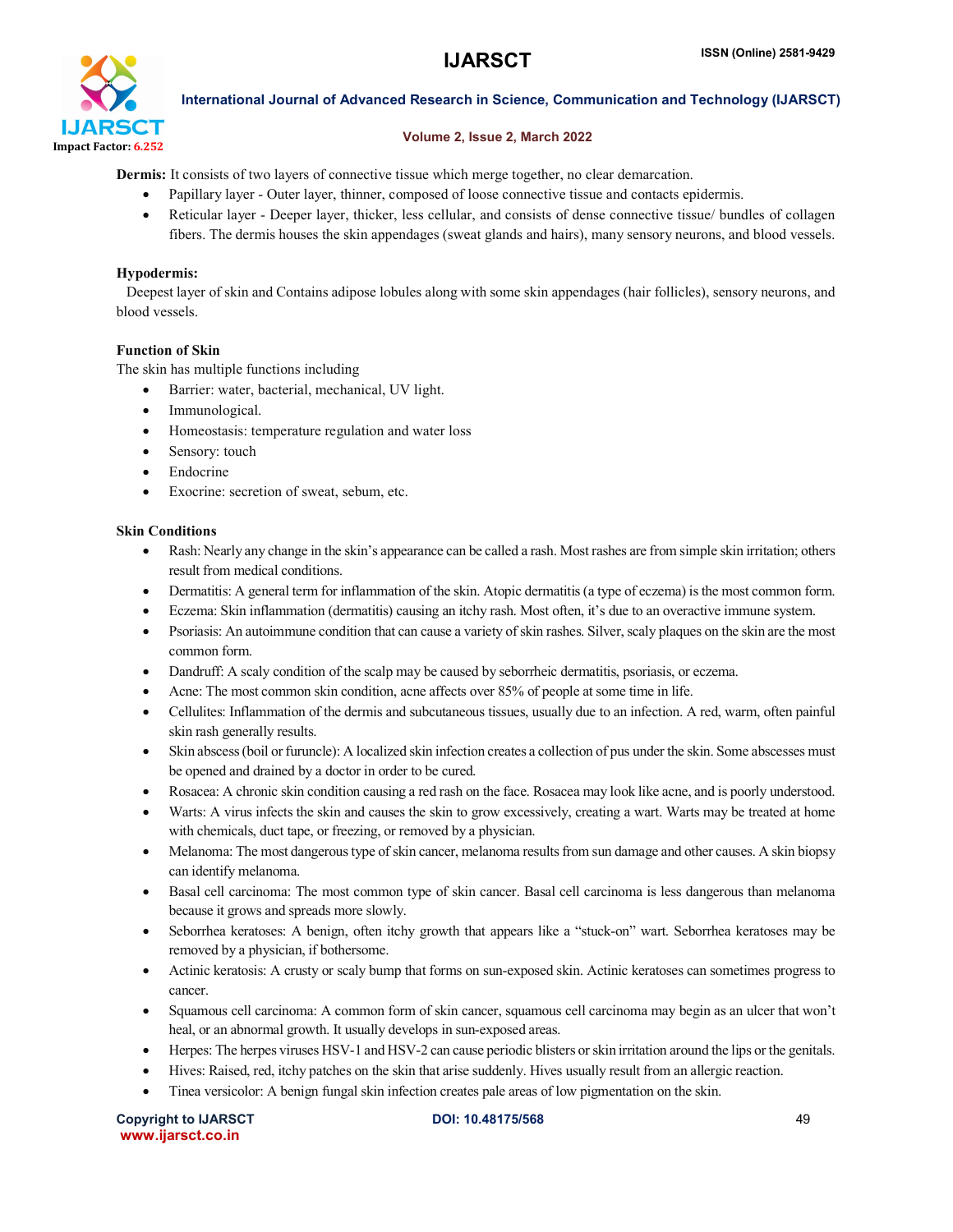**Dermis:** It consists of two layers of connective tissue which merge together, no clear demarcation.

- Papillary layer - Outer layer, thinner, composed of loose connective tissue and contacts epidermis.
- Reticular layer - Deeper layer, thicker, less cellular, and consists of dense connective tissue/ bundles of collagen fibers. The dermis houses the skin appendages (sweat glands and hairs), many sensory neurons, and blood vessels.

**Hypodermis:**

Deepest layer of skin and Contains adipose lobules along with some skin appendages (hair follicles), sensory neurons, and blood vessels.

**Function of Skin**

The skin has multiple functions including

- Barrier: water, bacterial, mechanical, UV light.
- Immunological.
- Homeostasis: temperature regulation and water loss
- Sensory: touch
- Endocrine
- Exocrine: secretion of sweat, sebum, etc.

**Skin Conditions**

- Rash: Nearly any change in the skin's appearance can be called a rash. Most rashes are from simple skin irritation; others result from medical conditions.
- Dermatitis: A general term for inflammation of the skin. Atopic dermatitis (a type of eczema) is the most common form.
- Eczema: Skin inflammation (dermatitis) causing an itchy rash. Most often, it's due to an overactive immune system.
- Psoriasis: An autoimmune condition that can cause a variety of skin rashes. Silver, scaly plaques on the skin are the most common form.
- Dandruff: A scaly condition of the scalp may be caused by seborrheic dermatitis, psoriasis, or eczema.
- Acne: The most common skin condition, acne affects over 85% of people at some time in life.
- Cellulites: Inflammation of the dermis and subcutaneous tissues, usually due to an infection. A red, warm, often painful skin rash generally results.
- Skin abscess (boil or furuncle): A localized skin infection creates a collection of pus under the skin. Some abscesses must be opened and drained by a doctor in order to be cured.
- Rosacea: A chronic skin condition causing a red rash on the face. Rosacea may look like acne, and is poorly understood.
- Warts: A virus infects the skin and causes the skin to grow excessively, creating a wart. Warts may be treated at home with chemicals, duct tape, or freezing, or removed by a physician.
- Melanoma: The most dangerous type of skin cancer, melanoma results from sun damage and other causes. A skin biopsy can identify melanoma.
- Basal cell carcinoma: The most common type of skin cancer. Basal cell carcinoma is less dangerous than melanoma because it grows and spreads more slowly.
- Seborrhea keratoses: A benign, often itchy growth that appears like a "stuck-on" wart. Seborrhea keratoses may be removed by a physician, if bothersome.
- Actinic keratosis: A crusty or scaly bump that forms on sun-exposed skin. Actinic keratoses can sometimes progress to cancer.
- Squamous cell carcinoma: A common form of skin cancer, squamous cell carcinoma may begin as an ulcer that won't heal, or an abnormal growth. It usually develops in sun-exposed areas.
- Herpes: The herpes viruses HSV-1 and HSV-2 can cause periodic blisters or skin irritation around the lips or the genitals.
- Hives: Raised, red, itchy patches on the skin that arise suddenly. Hives usually result from an allergic reaction.
- Tinea versicolor: A benign fungal skin infection creates pale areas of low pigmentation on the skin.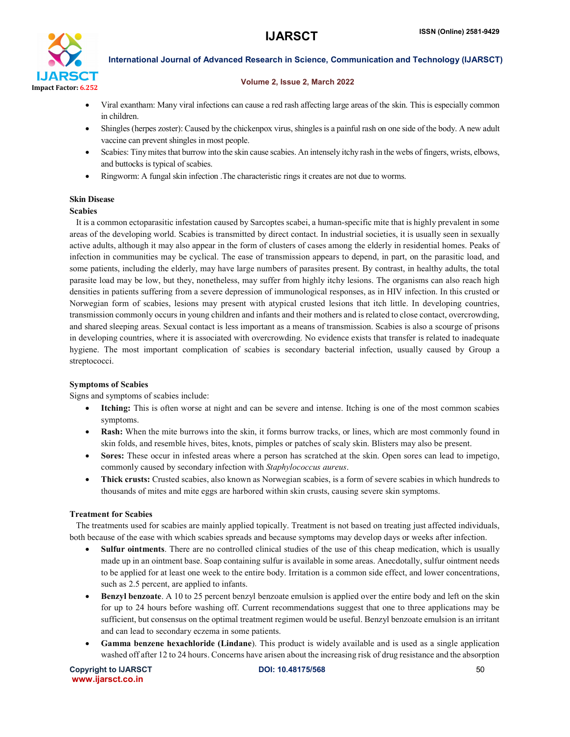- Viral exantham: Many viral infections can cause a red rash affecting large areas of the skin. This is especially common in children.
- Shingles (herpes zoster): Caused by the chickenpox virus, shingles is a painful rash on one side of the body. A new adult vaccine can prevent shingles in most people.
- Scabies: Tiny mites that burrow into the skin cause scabies. An intensely itchy rash in the webs of fingers, wrists, elbows, and buttocks is typical of scabies.
- Ringworm: A fungal skin infection .The characteristic rings it creates are not due to worms.

**Skin Disease**

**Scabies**

It is a common ectoparasitic infestation caused by Sarcoptes scabei, a human-specific mite that is highly prevalent in some areas of the developing world. Scabies is transmitted by direct contact. In industrial societies, it is usually seen in sexually active adults, although it may also appear in the form of clusters of cases among the elderly in residential homes. Peaks of infection in communities may be cyclical. The ease of transmission appears to depend, in part, on the parasitic load, and some patients, including the elderly, may have large numbers of parasites present. By contrast, in healthy adults, the total parasite load may be low, but they, nonetheless, may suffer from highly itchy lesions. The organisms can also reach high densities in patients suffering from a severe depression of immunological responses, as in HIV infection. In this crusted or Norwegian form of scabies, lesions may present with atypical crusted lesions that itch little. In developing countries, transmission commonly occurs in young children and infants and their mothers and is related to close contact, overcrowding, and shared sleeping areas. Sexual contact is less important as a means of transmission. Scabies is also a scourge of prisons in developing countries, where it is associated with overcrowding. No evidence exists that transfer is related to inadequate hygiene. The most important complication of scabies is secondary bacterial infection, usually caused by Group a streptococci.

**Symptoms of Scabies**

Signs and symptoms of scabies include:

- **Itching:** This is often worse at night and can be severe and intense. Itching is one of the most common scabies symptoms.
- **Rash:** When the mite burrows into the skin, it forms burrow tracks, or lines, which are most commonly found in skin folds, and resemble hives, bites, knots, pimples or patches of scaly skin. Blisters may also be present.
- **Sores:** These occur in infested areas where a person has scratched at the skin. Open sores can lead to impetigo, commonly caused by secondary infection with *Staphylococcus aureus*.
- **Thick crusts:** Crusted scabies, also known as Norwegian scabies, is a form of severe scabies in which hundreds to thousands of mites and mite eggs are harbored within skin crusts, causing severe skin symptoms.

**Treatment for Scabies**

The treatments used for scabies are mainly applied topically. Treatment is not based on treating just affected individuals, both because of the ease with which scabies spreads and because symptoms may develop days or weeks after infection.

- **Sulfur ointments**. There are no controlled clinical studies of the use of this cheap medication, which is usually made up in an ointment base. Soap containing sulfur is available in some areas. Anecdotally, sulfur ointment needs to be applied for at least one week to the entire body. Irritation is a common side effect, and lower concentrations, such as 2.5 percent, are applied to infants.
- **Benzyl benzoate**. A 10 to 25 percent benzyl benzoate emulsion is applied over the entire body and left on the skin for up to 24 hours before washing off. Current recommendations suggest that one to three applications may be sufficient, but consensus on the optimal treatment regimen would be useful. Benzyl benzoate emulsion is an irritant and can lead to secondary eczema in some patients.
- **Gamma benzene hexachloride (Lindane)**. This product is widely available and is used as a single application washed off after 12 to 24 hours. Concerns have arisen about the increasing risk of drug resistance and the absorption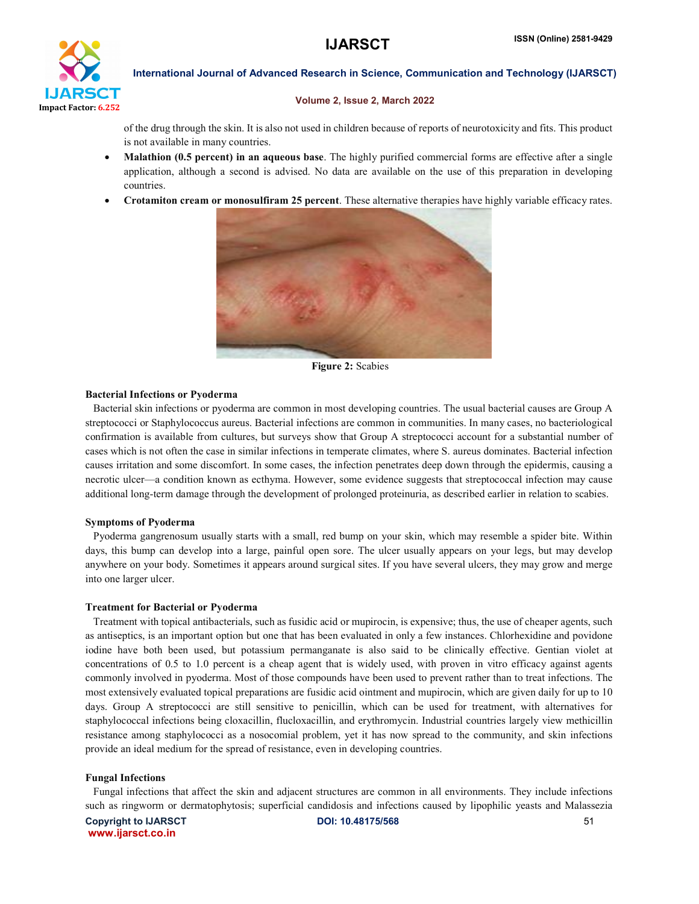of the drug through the skin. It is also not used in children because of reports of neurotoxicity and fits. This product is not available in many countries.

- **Malathion (0.5 percent) in an aqueous base**. The highly purified commercial forms are effective after a single application, although a second is advised. No data are available on the use of this preparation in developing countries.
- **Crotamiton cream or monosulfiram 25 percent**. These alternative therapies have highly variable efficacy rates.

**Figure 2:** Scabies

### Bacterial Infections or Pyoderma

Bacterial skin infections or pyoderma are common in most developing countries. The usual bacterial causes are Group A streptococci or Staphylococcus aureus. Bacterial infections are common in communities. In many cases, no bacteriological confirmation is available from cultures, but surveys show that Group A streptococci account for a substantial number of cases which is not often the case in similar infections in temperate climates, where S. aureus dominates. Bacterial infection causes irritation and some discomfort. In some cases, the infection penetrates deep down through the epidermis, causing a necrotic ulcer—a condition known as ecthyma. However, some evidence suggests that streptococcal infection may cause additional long-term damage through the development of prolonged proteinuria, as described earlier in relation to scabies.

### Symptoms of Pyoderma

Pyoderma gangrenosum usually starts with a small, red bump on your skin, which may resemble a spider bite. Within days, this bump can develop into a large, painful open sore. The ulcer usually appears on your legs, but may develop anywhere on your body. Sometimes it appears around surgical sites. If you have several ulcers, they may grow and merge into one larger ulcer.

### Treatment for Bacterial or Pyoderma

Treatment with topical antibacterials, such as fusidic acid or mupirocin, is expensive; thus, the use of cheaper agents, such as antiseptics, is an important option but one that has been evaluated in only a few instances. Chlorhexidine and povidone iodine have both been used, but potassium permanganate is also said to be clinically effective. Gentian violet at concentrations of 0.5 to 1.0 percent is a cheap agent that is widely used, with proven in vitro efficacy against agents commonly involved in pyoderma. Most of those compounds have been used to prevent rather than to treat infections. The most extensively evaluated topical preparations are fusidic acid ointment and mupirocin, which are given daily for up to 10 days. Group A streptococci are still sensitive to penicillin, which can be used for treatment, with alternatives for staphylococcal infections being cloxacillin, flucloxacillin, and erythromycin. Industrial countries largely view methicillin resistance among staphylococci as a nosocomial problem, yet it has now spread to the community, and skin infections provide an ideal medium for the spread of resistance, even in developing countries.

### Fungal Infections

Fungal infections that affect the skin and adjacent structures are common in all environments. They include infections such as ringworm or dermatophytosis; superficial candidosis and infections caused by lipophilic yeasts and Malassezia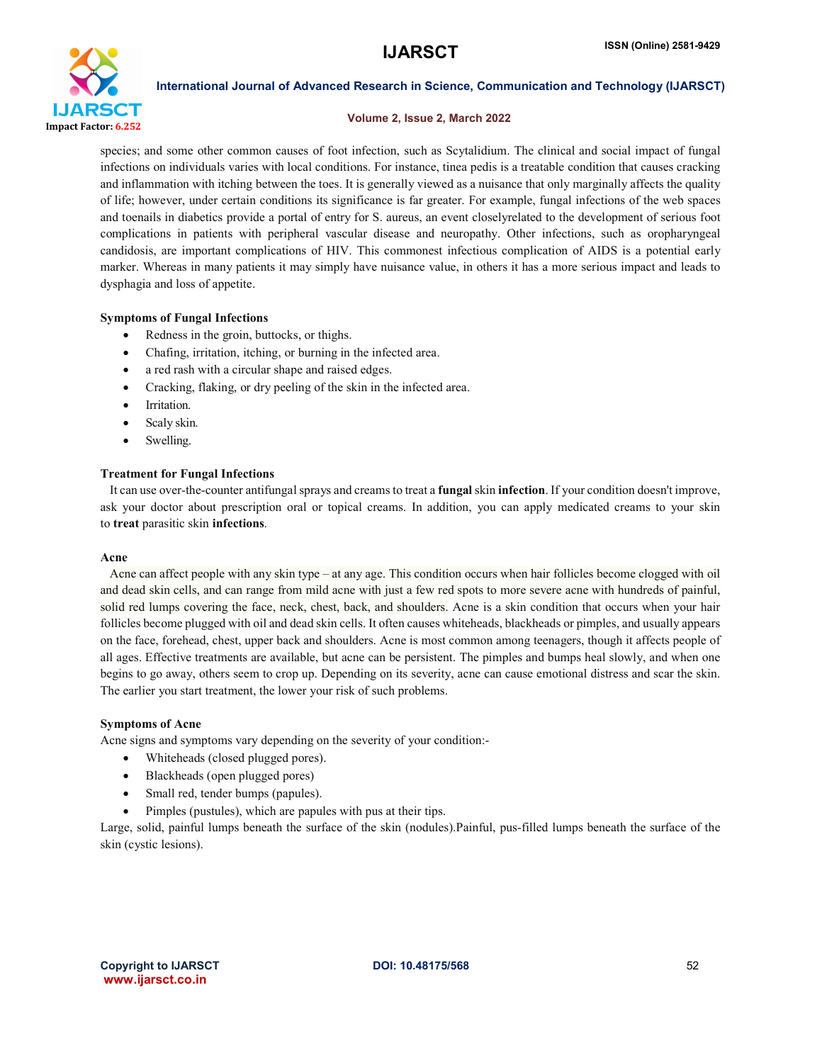species; and some other common causes of foot infection, such as Scytalidium. The clinical and social impact of fungal infections on individuals varies with local conditions. For instance, tinea pedis is a treatable condition that causes cracking and inflammation with itching between the toes. It is generally viewed as a nuisance that only marginally affects the quality of life; however, under certain conditions its significance is far greater. For example, fungal infections of the web spaces and toenails in diabetics provide a portal of entry for S. aureus, an event closelyrelated to the development of serious foot complications in patients with peripheral vascular disease and neuropathy. Other infections, such as oropharyngeal candidosis, are important complications of HIV. This commonest infectious complication of AIDS is a potential early marker. Whereas in many patients it may simply have nuisance value, in others it has a more serious impact and leads to dysphagia and loss of appetite.

**Symptoms of Fungal Infections**

- Redness in the groin, buttocks, or thighs.
- Chafing, irritation, itching, or burning in the infected area.
- a red rash with a circular shape and raised edges.
- Cracking, flaking, or dry peeling of the skin in the infected area.
- Irritation.
- Scaly skin.
- Swelling.

**Treatment for Fungal Infections**

It can use over-the-counter antifungal sprays and creams to treat a **fungal** skin **infection**. If your condition doesn't improve, ask your doctor about prescription oral or topical creams. In addition, you can apply medicated creams to your skin to **treat** parasitic skin **infections**.

**Acne**

Acne can affect people with any skin type – at any age. This condition occurs when hair follicles become clogged with oil and dead skin cells, and can range from mild acne with just a few red spots to more severe acne with hundreds of painful, solid red lumps covering the face, neck, chest, back, and shoulders. Acne is a skin condition that occurs when your hair follicles become plugged with oil and dead skin cells. It often causes whiteheads, blackheads or pimples, and usually appears on the face, forehead, chest, upper back and shoulders. Acne is most common among teenagers, though it affects people of all ages. Effective treatments are available, but acne can be persistent. The pimples and bumps heal slowly, and when one begins to go away, others seem to crop up. Depending on its severity, acne can cause emotional distress and scar the skin. The earlier you start treatment, the lower your risk of such problems.

**Symptoms of Acne**

Acne signs and symptoms vary depending on the severity of your condition:-

- Whiteheads (closed plugged pores).
- Blackheads (open plugged pores)
- Small red, tender bumps (papules).
- Pimples (pustules), which are papules with pus at their tips.

Large, solid, painful lumps beneath the surface of the skin (nodules).Painful, pus-filled lumps beneath the surface of the skin (cystic lesions).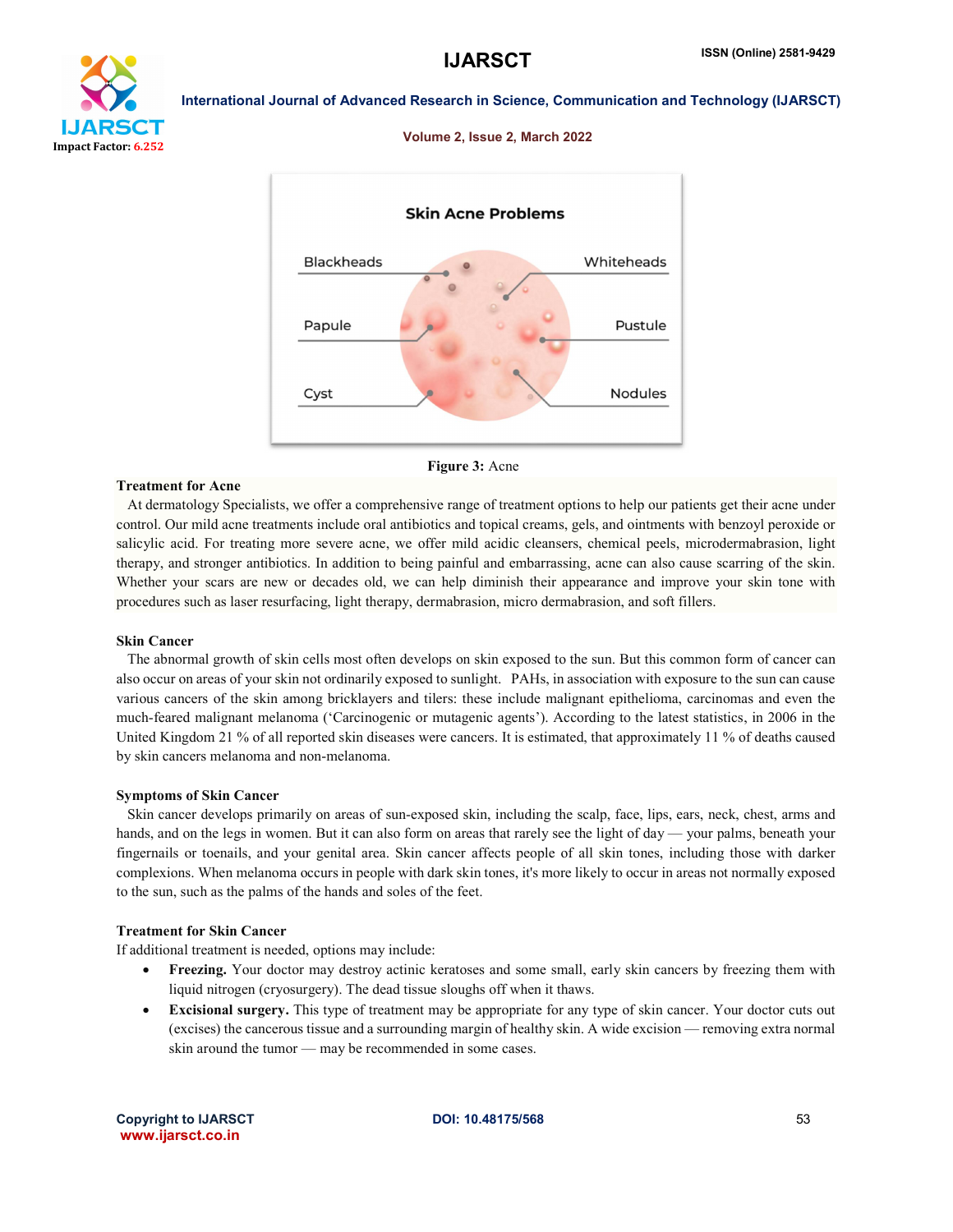Skin Acne Problems

Blackheads | Whiteheads
Papule | Pustule
Cyst | Nodules

**Figure 3:** Acne

### Treatment for Acne

At dermatology Specialists, we offer a comprehensive range of treatment options to help our patients get their acne under control. Our mild acne treatments include oral antibiotics and topical creams, gels, and ointments with benzoyl peroxide or salicylic acid. For treating more severe acne, we offer mild acidic cleansers, chemical peels, microdermabrasion, light therapy, and stronger antibiotics. In addition to being painful and embarrassing, acne can also cause scarring of the skin. Whether your scars are new or decades old, we can help diminish their appearance and improve your skin tone with procedures such as laser resurfacing, light therapy, dermabrasion, micro dermabrasion, and soft fillers.

### Skin Cancer

The abnormal growth of skin cells most often develops on skin exposed to the sun. But this common form of cancer can also occur on areas of your skin not ordinarily exposed to sunlight. PAHs, in association with exposure to the sun can cause various cancers of the skin among bricklayers and tilers: these include malignant epithelioma, carcinomas and even the much-feared malignant melanoma ('Carcinogenic or mutagenic agents'). According to the latest statistics, in 2006 in the United Kingdom 21 % of all reported skin diseases were cancers. It is estimated, that approximately 11 % of deaths caused by skin cancers melanoma and non-melanoma.

### Symptoms of Skin Cancer

Skin cancer develops primarily on areas of sun-exposed skin, including the scalp, face, lips, ears, neck, chest, arms and hands, and on the legs in women. But it can also form on areas that rarely see the light of day — your palms, beneath your fingernails or toenails, and your genital area. Skin cancer affects people of all skin tones, including those with darker complexions. When melanoma occurs in people with dark skin tones, it's more likely to occur in areas not normally exposed to the sun, such as the palms of the hands and soles of the feet.

### Treatment for Skin Cancer

If additional treatment is needed, options may include:

- **Freezing.** Your doctor may destroy actinic keratoses and some small, early skin cancers by freezing them with liquid nitrogen (cryosurgery). The dead tissue sloughs off when it thaws.
- **Excisional surgery.** This type of treatment may be appropriate for any type of skin cancer. Your doctor cuts out (excises) the cancerous tissue and a surrounding margin of healthy skin. A wide excision — removing extra normal skin around the tumor — may be recommended in some cases.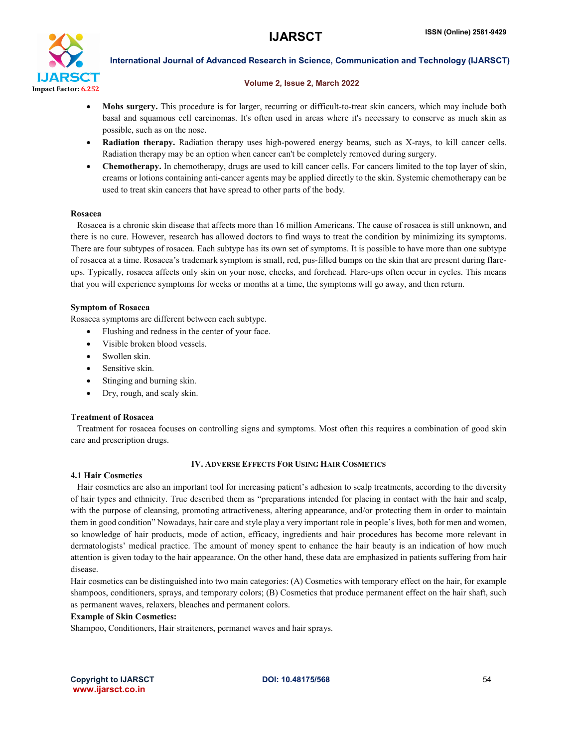- **Mohs surgery.** This procedure is for larger, recurring or difficult-to-treat skin cancers, which may include both basal and squamous cell carcinomas. It's often used in areas where it's necessary to conserve as much skin as possible, such as on the nose.
- **Radiation therapy.** Radiation therapy uses high-powered energy beams, such as X-rays, to kill cancer cells. Radiation therapy may be an option when cancer can't be completely removed during surgery.
- **Chemotherapy.** In chemotherapy, drugs are used to kill cancer cells. For cancers limited to the top layer of skin, creams or lotions containing anti-cancer agents may be applied directly to the skin. Systemic chemotherapy can be used to treat skin cancers that have spread to other parts of the body.

### Rosacea

Rosacea is a chronic skin disease that affects more than 16 million Americans. The cause of rosacea is still unknown, and there is no cure. However, research has allowed doctors to find ways to treat the condition by minimizing its symptoms. There are four subtypes of rosacea. Each subtype has its own set of symptoms. It is possible to have more than one subtype of rosacea at a time. Rosacea's trademark symptom is small, red, pus-filled bumps on the skin that are present during flare-ups. Typically, rosacea affects only skin on your nose, cheeks, and forehead. Flare-ups often occur in cycles. This means that you will experience symptoms for weeks or months at a time, the symptoms will go away, and then return.

### Symptom of Rosacea

Rosacea symptoms are different between each subtype.

- Flushing and redness in the center of your face.
- Visible broken blood vessels.
- Swollen skin.
- Sensitive skin.
- Stinging and burning skin.
- Dry, rough, and scaly skin.

### Treatment of Rosacea

Treatment for rosacea focuses on controlling signs and symptoms. Most often this requires a combination of good skin care and prescription drugs.

## IV. Adverse Effects For Using Hair Cosmetics

### 4.1 Hair Cosmetics

Hair cosmetics are also an important tool for increasing patient's adhesion to scalp treatments, according to the diversity of hair types and ethnicity. True described them as "preparations intended for placing in contact with the hair and scalp, with the purpose of cleansing, promoting attractiveness, altering appearance, and/or protecting them in order to maintain them in good condition" Nowadays, hair care and style play a very important role in people's lives, both for men and women, so knowledge of hair products, mode of action, efficacy, ingredients and hair procedures has become more relevant in dermatologists' medical practice. The amount of money spent to enhance the hair beauty is an indication of how much attention is given today to the hair appearance. On the other hand, these data are emphasized in patients suffering from hair disease.

Hair cosmetics can be distinguished into two main categories: (A) Cosmetics with temporary effect on the hair, for example shampoos, conditioners, sprays, and temporary colors; (B) Cosmetics that produce permanent effect on the hair shaft, such as permanent waves, relaxers, bleaches and permanent colors.

**Example of Skin Cosmetics:**

Shampoo, Conditioners, Hair straiteners, permanet waves and hair sprays.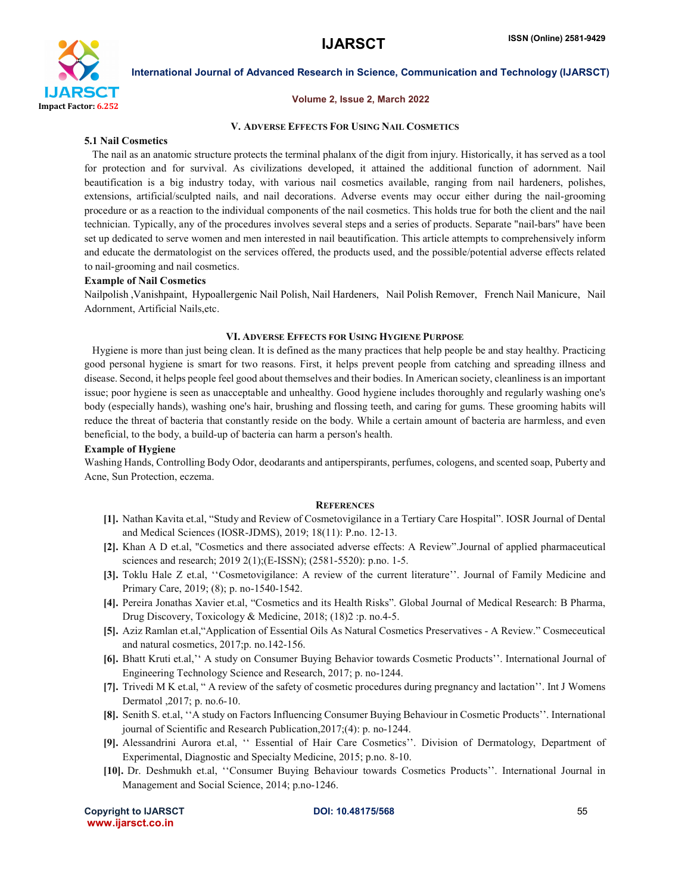## V. Adverse Effects For Using Nail Cosmetics

### 5.1 Nail Cosmetics

The nail as an anatomic structure protects the terminal phalanx of the digit from injury. Historically, it has served as a tool for protection and for survival. As civilizations developed, it attained the additional function of adornment. Nail beautification is a big industry today, with various nail cosmetics available, ranging from nail hardeners, polishes, extensions, artificial/sculpted nails, and nail decorations. Adverse events may occur either during the nail-grooming procedure or as a reaction to the individual components of the nail cosmetics. This holds true for both the client and the nail technician. Typically, any of the procedures involves several steps and a series of products. Separate "nail-bars" have been set up dedicated to serve women and men interested in nail beautification. This article attempts to comprehensively inform and educate the dermatologist on the services offered, the products used, and the possible/potential adverse effects related to nail-grooming and nail cosmetics.

**Example of Nail Cosmetics**

Nailpolish ,Vanishpaint, Hypoallergenic Nail Polish, Nail Hardeners, Nail Polish Remover, French Nail Manicure, Nail Adornment, Artificial Nails,etc.

## VI. Adverse Effects for Using Hygiene Purpose

Hygiene is more than just being clean. It is defined as the many practices that help people be and stay healthy. Practicing good personal hygiene is smart for two reasons. First, it helps prevent people from catching and spreading illness and disease. Second, it helps people feel good about themselves and their bodies. In American society, cleanliness is an important issue; poor hygiene is seen as unacceptable and unhealthy. Good hygiene includes thoroughly and regularly washing one's body (especially hands), washing one's hair, brushing and flossing teeth, and caring for gums. These grooming habits will reduce the threat of bacteria that constantly reside on the body. While a certain amount of bacteria are harmless, and even beneficial, to the body, a build-up of bacteria can harm a person's health.

**Example of Hygiene**

Washing Hands, Controlling Body Odor, deodarants and antiperspirants, perfumes, colognes, and scented soap, Puberty and Acne, Sun Protection, eczema.

## References

[1]. Nathan Kavita et.al, "Study and Review of Cosmetovigilance in a Tertiary Care Hospital". IOSR Journal of Dental and Medical Sciences (IOSR-JDMS), 2019; 18(11): P.no. 12-13.

[2]. Khan A D et.al, "Cosmetics and there associated adverse effects: A Review".Journal of applied pharmaceutical sciences and research; 2019 2(1);(E-ISSN); (2581-5520): p.no. 1-5.

[3]. Toklu Hale Z et.al, ''Cosmetovigilance: A review of the current literature''. Journal of Family Medicine and Primary Care, 2019; (8); p. no-1540-1542.

[4]. Pereira Jonathas Xavier et.al, "Cosmetics and its Health Risks". Global Journal of Medical Research: B Pharma, Drug Discovery, Toxicology & Medicine, 2018; (18)2 :p. no.4-5.

[5]. Aziz Ramlan et.al,"Application of Essential Oils As Natural Cosmetics Preservatives - A Review." Cosmeceutical and natural cosmetics, 2017;p. no.142-156.

[6]. Bhatt Kruti et.al,'' A study on Consumer Buying Behavior towards Cosmetic Products''. International Journal of Engineering Technology Science and Research, 2017; p. no-1244.

[7]. Trivedi M K et.al, " A review of the safety of cosmetic procedures during pregnancy and lactation''. Int J Womens Dermatol ,2017; p. no.6-10.

[8]. Senith S. et.al, ''A study on Factors Influencing Consumer Buying Behaviour in Cosmetic Products''. International journal of Scientific and Research Publication,2017;(4): p. no-1244.

[9]. Alessandrini Aurora et.al, '' Essential of Hair Care Cosmetics''. Division of Dermatology, Department of Experimental, Diagnostic and Specialty Medicine, 2015; p.no. 8-10.

[10]. Dr. Deshmukh et.al, ''Consumer Buying Behaviour towards Cosmetics Products''. International Journal in Management and Social Science, 2014; p.no-1246.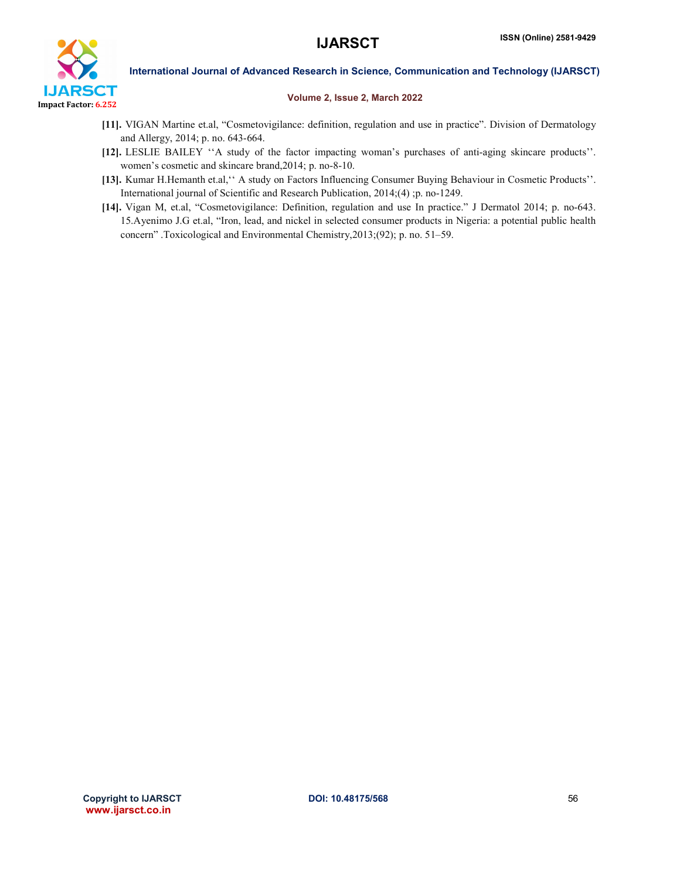**[11].** VIGAN Martine et.al, "Cosmetovigilance: definition, regulation and use in practice". Division of Dermatology and Allergy, 2014; p. no. 643-664.

**[12].** LESLIE BAILEY ''A study of the factor impacting woman's purchases of anti-aging skincare products''. women's cosmetic and skincare brand,2014; p. no-8-10.

**[13].** Kumar H.Hemanth et.al,'' A study on Factors Influencing Consumer Buying Behaviour in Cosmetic Products''. International journal of Scientific and Research Publication, 2014;(4) ;p. no-1249.

**[14].** Vigan M, et.al, "Cosmetovigilance: Definition, regulation and use In practice." J Dermatol 2014; p. no-643. 15.Ayenimo J.G et.al, "Iron, lead, and nickel in selected consumer products in Nigeria: a potential public health concern" .Toxicological and Environmental Chemistry,2013;(92); p. no. 51–59.